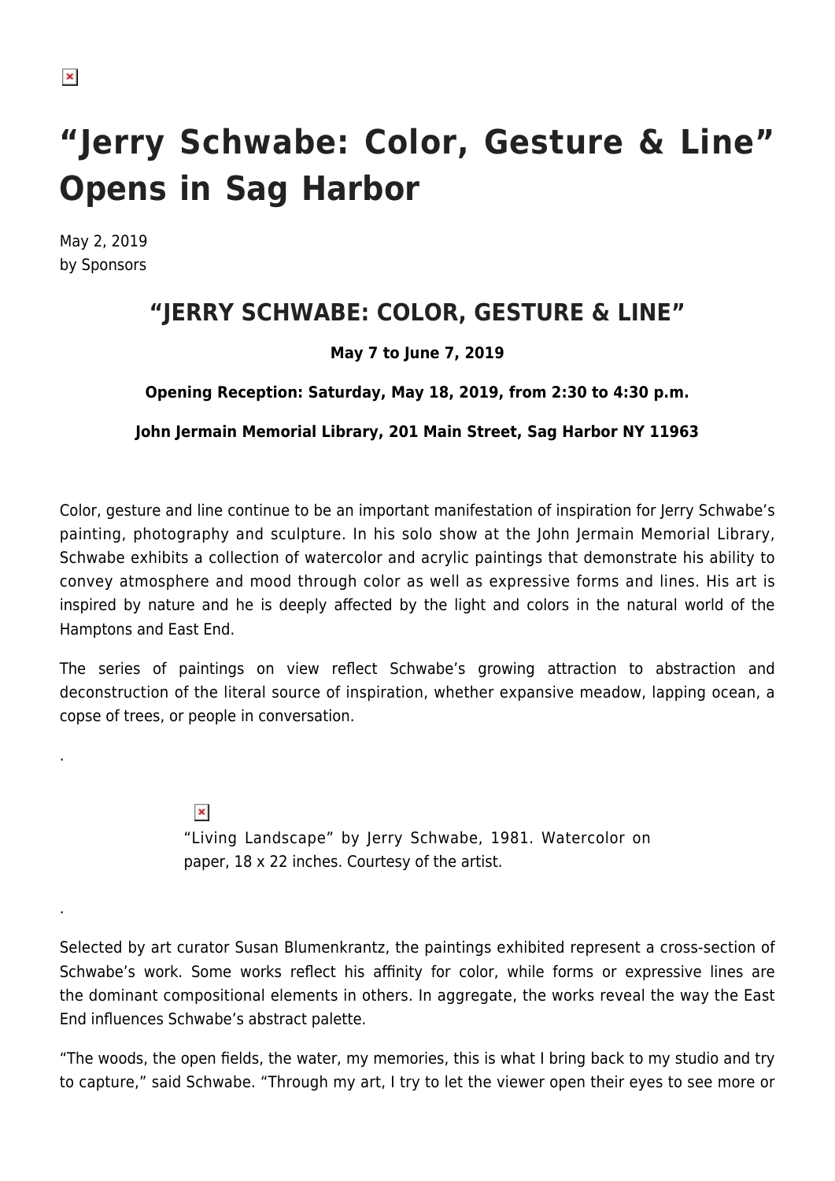# “Jerry Schwabe: Color, Gesture & Line” Opens in Sag Harbor

May 2, 2019
by Sponsors

## “JERRY SCHWABE: COLOR, GESTURE & LINE”

**May 7 to June 7, 2019**

**Opening Reception: Saturday, May 18, 2019, from 2:30 to 4:30 p.m.**

**John Jermain Memorial Library, 201 Main Street, Sag Harbor NY 11963**

Color, gesture and line continue to be an important manifestation of inspiration for Jerry Schwabe’s painting, photography and sculpture. In his solo show at the John Jermain Memorial Library, Schwabe exhibits a collection of watercolor and acrylic paintings that demonstrate his ability to convey atmosphere and mood through color as well as expressive forms and lines. His art is inspired by nature and he is deeply affected by the light and colors in the natural world of the Hamptons and East End.

The series of paintings on view reflect Schwabe’s growing attraction to abstraction and deconstruction of the literal source of inspiration, whether expansive meadow, lapping ocean, a copse of trees, or people in conversation.

.

“Living Landscape” by Jerry Schwabe, 1981. Watercolor on paper, 18 x 22 inches. Courtesy of the artist.

.

Selected by art curator Susan Blumenkrantz, the paintings exhibited represent a cross-section of Schwabe’s work. Some works reflect his affinity for color, while forms or expressive lines are the dominant compositional elements in others. In aggregate, the works reveal the way the East End influences Schwabe’s abstract palette.

“The woods, the open fields, the water, my memories, this is what I bring back to my studio and try to capture,” said Schwabe. “Through my art, I try to let the viewer open their eyes to see more or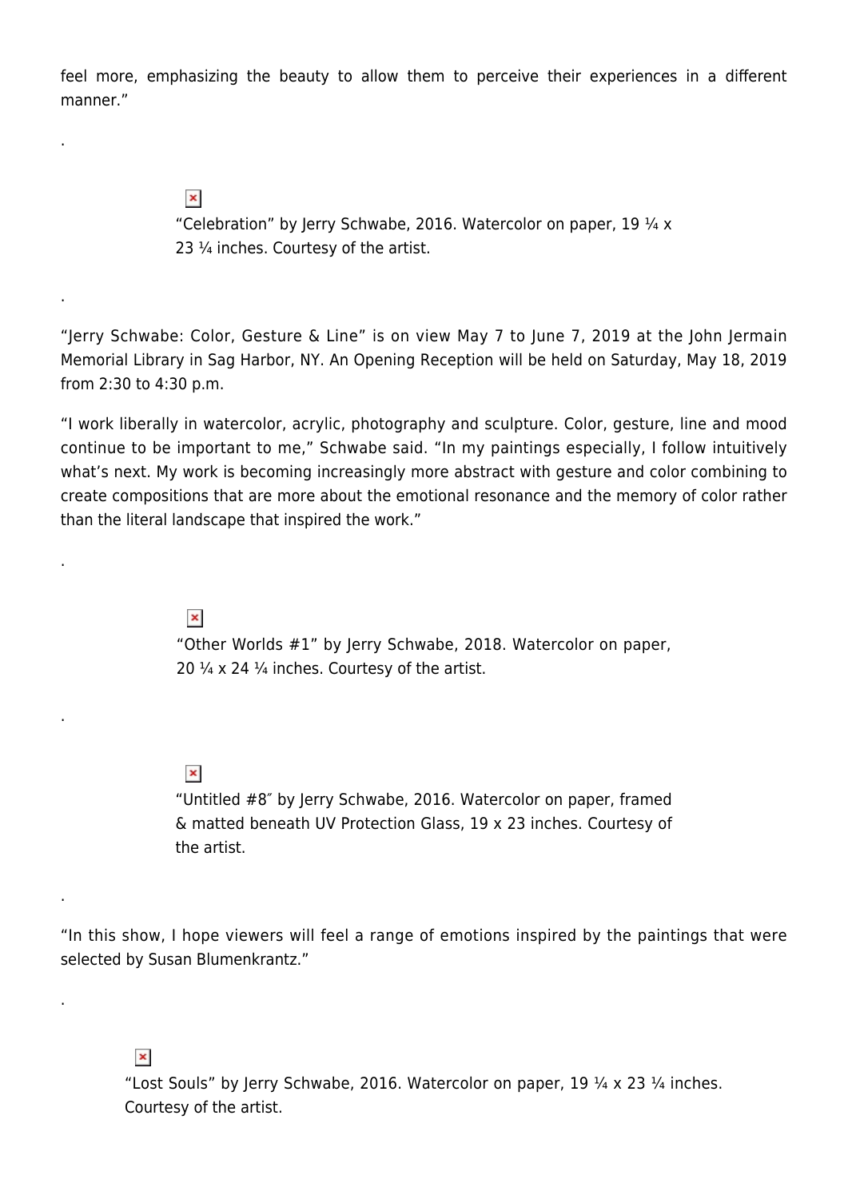feel more, emphasizing the beauty to allow them to perceive their experiences in a different manner."

.

"Celebration" by Jerry Schwabe, 2016. Watercolor on paper, 19 ¼ x 23 ¼ inches. Courtesy of the artist.

.

"Jerry Schwabe: Color, Gesture & Line" is on view May 7 to June 7, 2019 at the John Jermain Memorial Library in Sag Harbor, NY. An Opening Reception will be held on Saturday, May 18, 2019 from 2:30 to 4:30 p.m.

"I work liberally in watercolor, acrylic, photography and sculpture. Color, gesture, line and mood continue to be important to me," Schwabe said. "In my paintings especially, I follow intuitively what's next. My work is becoming increasingly more abstract with gesture and color combining to create compositions that are more about the emotional resonance and the memory of color rather than the literal landscape that inspired the work."

.

"Other Worlds #1" by Jerry Schwabe, 2018. Watercolor on paper, 20 ¼ x 24 ¼ inches. Courtesy of the artist.

.

"Untitled #8″ by Jerry Schwabe, 2016. Watercolor on paper, framed & matted beneath UV Protection Glass, 19 x 23 inches. Courtesy of the artist.

.

"In this show, I hope viewers will feel a range of emotions inspired by the paintings that were selected by Susan Blumenkrantz."

.

"Lost Souls" by Jerry Schwabe, 2016. Watercolor on paper, 19 ¼ x 23 ¼ inches. Courtesy of the artist.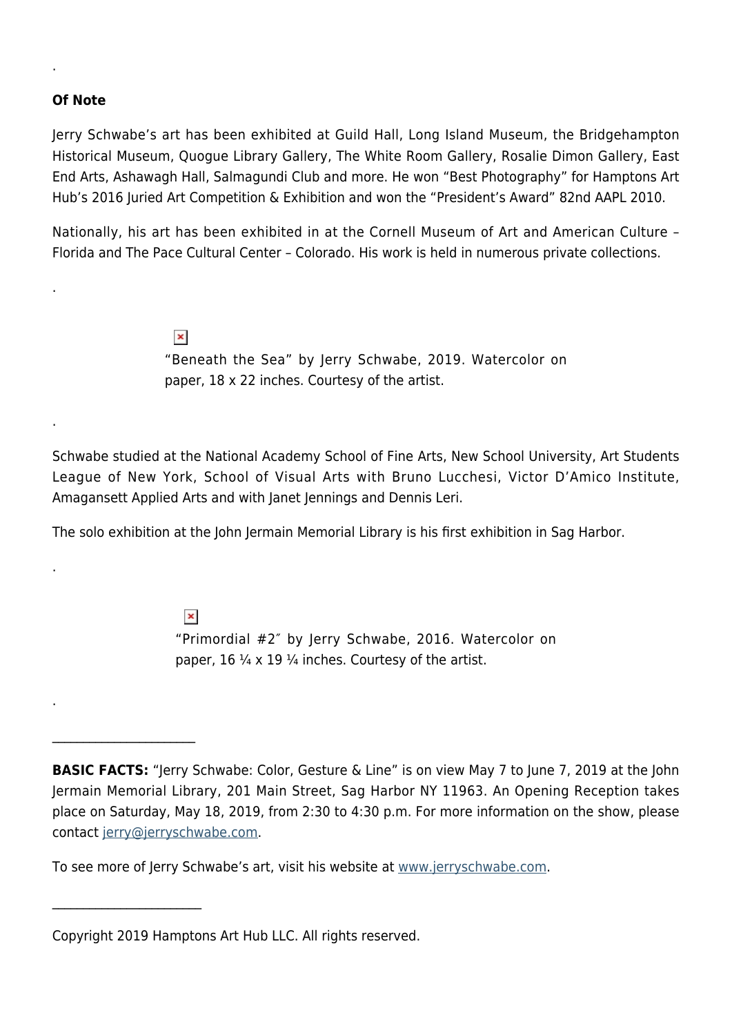.

**Of Note**

Jerry Schwabe's art has been exhibited at Guild Hall, Long Island Museum, the Bridgehampton Historical Museum, Quogue Library Gallery, The White Room Gallery, Rosalie Dimon Gallery, East End Arts, Ashawagh Hall, Salmagundi Club and more. He won "Best Photography" for Hamptons Art Hub's 2016 Juried Art Competition & Exhibition and won the "President's Award" 82nd AAPL 2010.

Nationally, his art has been exhibited in at the Cornell Museum of Art and American Culture – Florida and The Pace Cultural Center – Colorado. His work is held in numerous private collections.

.

"Beneath the Sea" by Jerry Schwabe, 2019. Watercolor on paper, 18 x 22 inches. Courtesy of the artist.

.

Schwabe studied at the National Academy School of Fine Arts, New School University, Art Students League of New York, School of Visual Arts with Bruno Lucchesi, Victor D'Amico Institute, Amagansett Applied Arts and with Janet Jennings and Dennis Leri.

The solo exhibition at the John Jermain Memorial Library is his first exhibition in Sag Harbor.

.

"Primordial #2″ by Jerry Schwabe, 2016. Watercolor on paper, 16 ¼ x 19 ¼ inches. Courtesy of the artist.

.

______________________

**BASIC FACTS:** "Jerry Schwabe: Color, Gesture & Line" is on view May 7 to June 7, 2019 at the John Jermain Memorial Library, 201 Main Street, Sag Harbor NY 11963. An Opening Reception takes place on Saturday, May 18, 2019, from 2:30 to 4:30 p.m. For more information on the show, please contact jerry@jerryschwabe.com.

To see more of Jerry Schwabe's art, visit his website at www.jerryschwabe.com.

______________________

Copyright 2019 Hamptons Art Hub LLC. All rights reserved.